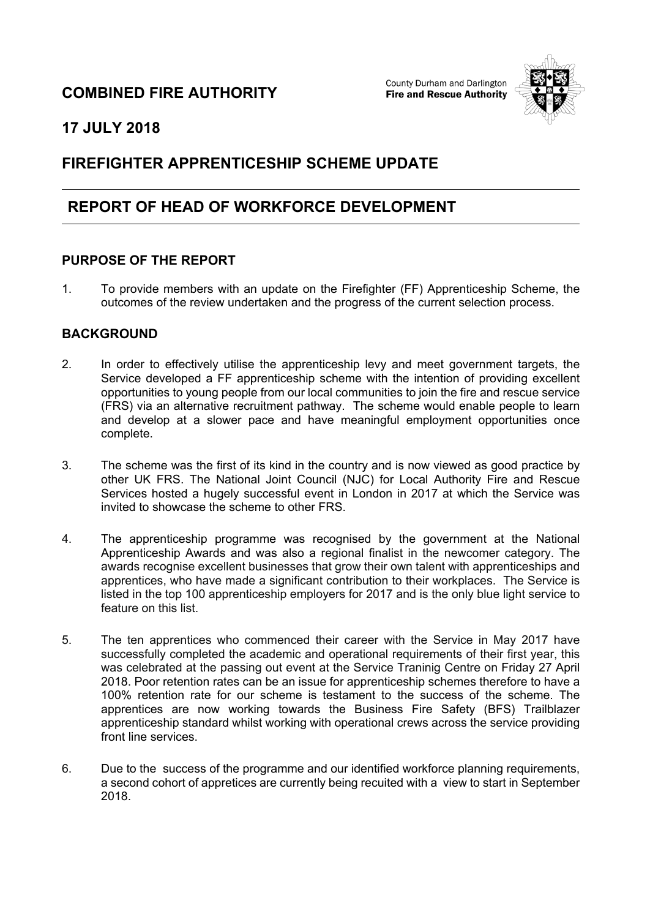# COMBINED FIRE AUTHORITY

County Durham and Darlington
**Fire and Rescue Authority**

## 17 JULY 2018

## FIREFIGHTER APPRENTICESHIP SCHEME UPDATE

## REPORT OF HEAD OF WORKFORCE DEVELOPMENT

### PURPOSE OF THE REPORT

1. To provide members with an update on the Firefighter (FF) Apprenticeship Scheme, the outcomes of the review undertaken and the progress of the current selection process.

### BACKGROUND

2. In order to effectively utilise the apprenticeship levy and meet government targets, the Service developed a FF apprenticeship scheme with the intention of providing excellent opportunities to young people from our local communities to join the fire and rescue service (FRS) via an alternative recruitment pathway. The scheme would enable people to learn and develop at a slower pace and have meaningful employment opportunities once complete.

3. The scheme was the first of its kind in the country and is now viewed as good practice by other UK FRS. The National Joint Council (NJC) for Local Authority Fire and Rescue Services hosted a hugely successful event in London in 2017 at which the Service was invited to showcase the scheme to other FRS.

4. The apprenticeship programme was recognised by the government at the National Apprenticeship Awards and was also a regional finalist in the newcomer category. The awards recognise excellent businesses that grow their own talent with apprenticeships and apprentices, who have made a significant contribution to their workplaces. The Service is listed in the top 100 apprenticeship employers for 2017 and is the only blue light service to feature on this list.

5. The ten apprentices who commenced their career with the Service in May 2017 have successfully completed the academic and operational requirements of their first year, this was celebrated at the passing out event at the Service Traninig Centre on Friday 27 April 2018. Poor retention rates can be an issue for apprenticeship schemes therefore to have a 100% retention rate for our scheme is testament to the success of the scheme. The apprentices are now working towards the Business Fire Safety (BFS) Trailblazer apprenticeship standard whilst working with operational crews across the service providing front line services.

6. Due to the success of the programme and our identified workforce planning requirements, a second cohort of appretices are currently being recuited with a view to start in September 2018.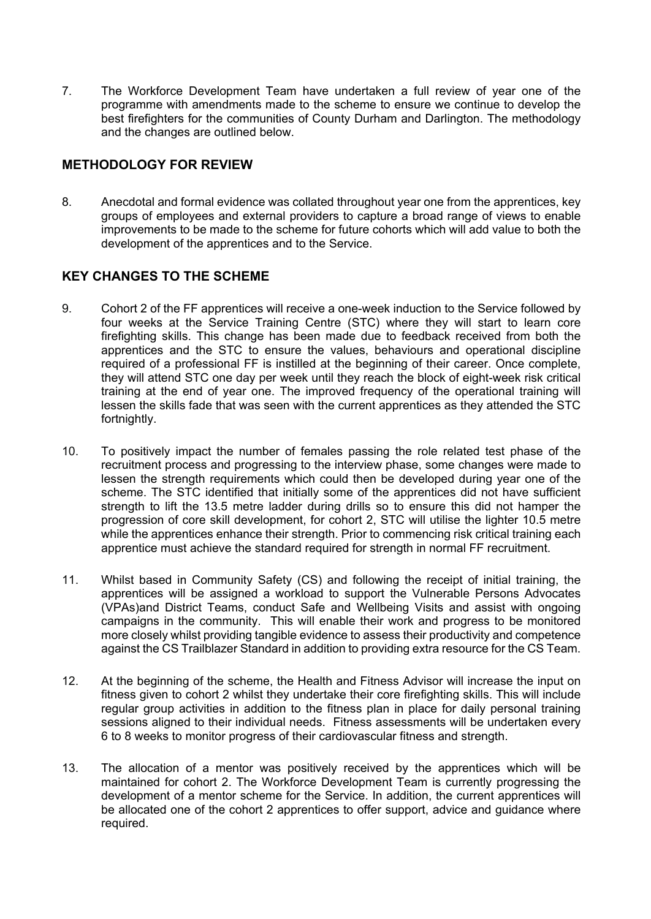7. The Workforce Development Team have undertaken a full review of year one of the programme with amendments made to the scheme to ensure we continue to develop the best firefighters for the communities of County Durham and Darlington. The methodology and the changes are outlined below.

## METHODOLOGY FOR REVIEW

8. Anecdotal and formal evidence was collated throughout year one from the apprentices, key groups of employees and external providers to capture a broad range of views to enable improvements to be made to the scheme for future cohorts which will add value to both the development of the apprentices and to the Service.

## KEY CHANGES TO THE SCHEME

9. Cohort 2 of the FF apprentices will receive a one-week induction to the Service followed by four weeks at the Service Training Centre (STC) where they will start to learn core firefighting skills. This change has been made due to feedback received from both the apprentices and the STC to ensure the values, behaviours and operational discipline required of a professional FF is instilled at the beginning of their career. Once complete, they will attend STC one day per week until they reach the block of eight-week risk critical training at the end of year one. The improved frequency of the operational training will lessen the skills fade that was seen with the current apprentices as they attended the STC fortnightly.

10. To positively impact the number of females passing the role related test phase of the recruitment process and progressing to the interview phase, some changes were made to lessen the strength requirements which could then be developed during year one of the scheme. The STC identified that initially some of the apprentices did not have sufficient strength to lift the 13.5 metre ladder during drills so to ensure this did not hamper the progression of core skill development, for cohort 2, STC will utilise the lighter 10.5 metre while the apprentices enhance their strength. Prior to commencing risk critical training each apprentice must achieve the standard required for strength in normal FF recruitment.

11. Whilst based in Community Safety (CS) and following the receipt of initial training, the apprentices will be assigned a workload to support the Vulnerable Persons Advocates (VPAs)and District Teams, conduct Safe and Wellbeing Visits and assist with ongoing campaigns in the community. This will enable their work and progress to be monitored more closely whilst providing tangible evidence to assess their productivity and competence against the CS Trailblazer Standard in addition to providing extra resource for the CS Team.

12. At the beginning of the scheme, the Health and Fitness Advisor will increase the input on fitness given to cohort 2 whilst they undertake their core firefighting skills. This will include regular group activities in addition to the fitness plan in place for daily personal training sessions aligned to their individual needs. Fitness assessments will be undertaken every 6 to 8 weeks to monitor progress of their cardiovascular fitness and strength.

13. The allocation of a mentor was positively received by the apprentices which will be maintained for cohort 2. The Workforce Development Team is currently progressing the development of a mentor scheme for the Service. In addition, the current apprentices will be allocated one of the cohort 2 apprentices to offer support, advice and guidance where required.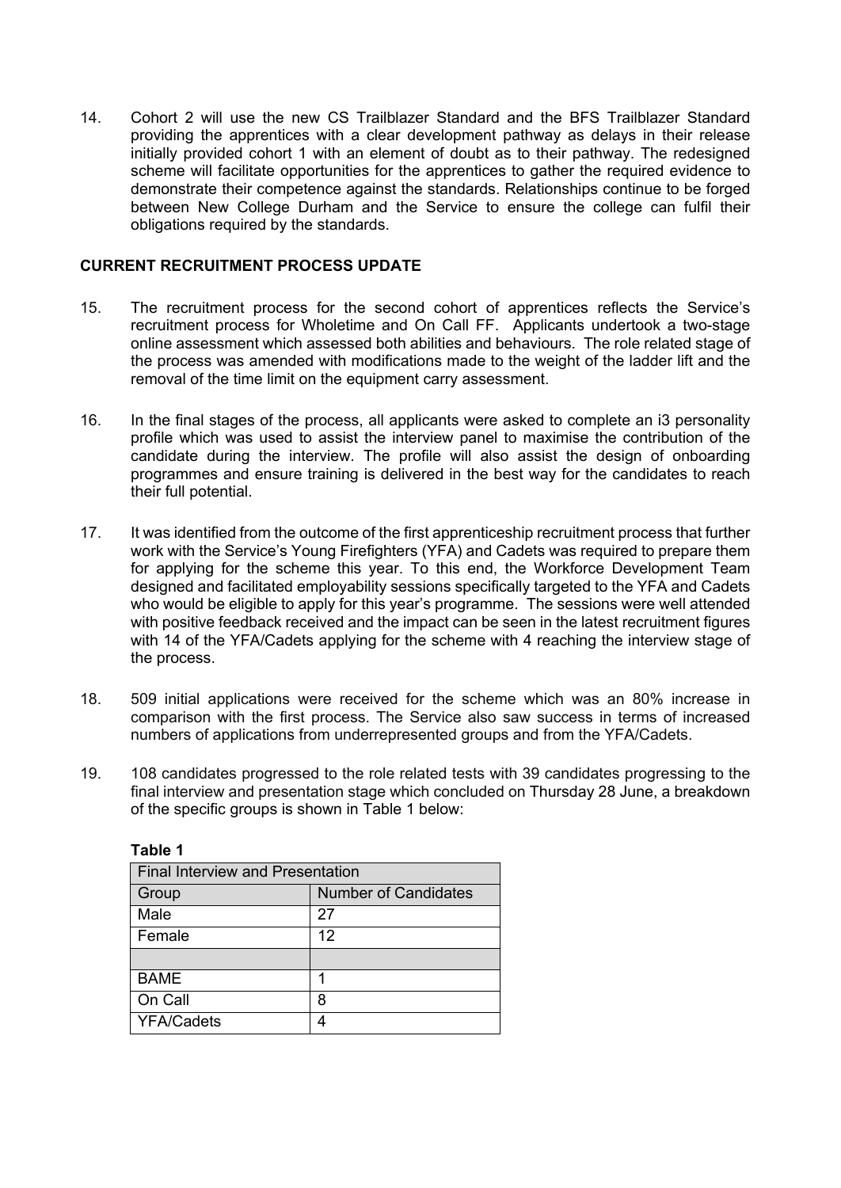14. Cohort 2 will use the new CS Trailblazer Standard and the BFS Trailblazer Standard providing the apprentices with a clear development pathway as delays in their release initially provided cohort 1 with an element of doubt as to their pathway. The redesigned scheme will facilitate opportunities for the apprentices to gather the required evidence to demonstrate their competence against the standards. Relationships continue to be forged between New College Durham and the Service to ensure the college can fulfil their obligations required by the standards.

**CURRENT RECRUITMENT PROCESS UPDATE**

15. The recruitment process for the second cohort of apprentices reflects the Service's recruitment process for Wholetime and On Call FF. Applicants undertook a two-stage online assessment which assessed both abilities and behaviours. The role related stage of the process was amended with modifications made to the weight of the ladder lift and the removal of the time limit on the equipment carry assessment.

16. In the final stages of the process, all applicants were asked to complete an i3 personality profile which was used to assist the interview panel to maximise the contribution of the candidate during the interview. The profile will also assist the design of onboarding programmes and ensure training is delivered in the best way for the candidates to reach their full potential.

17. It was identified from the outcome of the first apprenticeship recruitment process that further work with the Service's Young Firefighters (YFA) and Cadets was required to prepare them for applying for the scheme this year. To this end, the Workforce Development Team designed and facilitated employability sessions specifically targeted to the YFA and Cadets who would be eligible to apply for this year's programme. The sessions were well attended with positive feedback received and the impact can be seen in the latest recruitment figures with 14 of the YFA/Cadets applying for the scheme with 4 reaching the interview stage of the process.

18. 509 initial applications were received for the scheme which was an 80% increase in comparison with the first process. The Service also saw success in terms of increased numbers of applications from underrepresented groups and from the YFA/Cadets.

19. 108 candidates progressed to the role related tests with 39 candidates progressing to the final interview and presentation stage which concluded on Thursday 28 June, a breakdown of the specific groups is shown in Table 1 below:

**Table 1**

| Final Interview and Presentation | |
|---|---|
| Group | Number of Candidates |
| Male | 27 |
| Female | 12 |
| | |
| BAME | 1 |
| On Call | 8 |
| YFA/Cadets | 4 |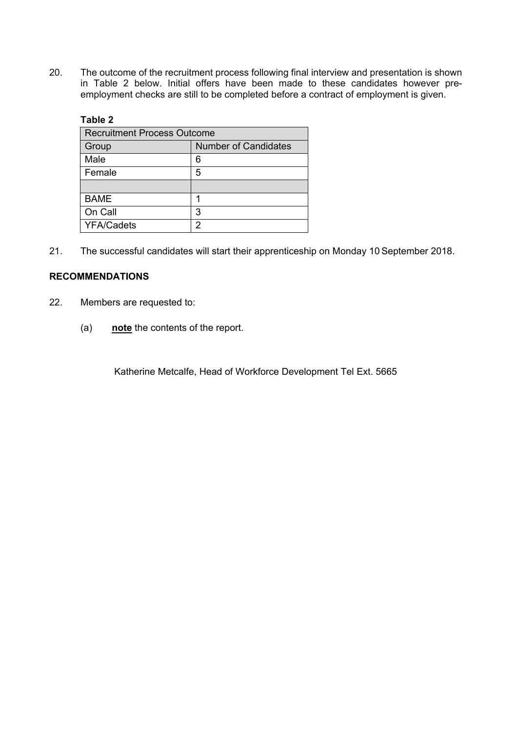20. The outcome of the recruitment process following final interview and presentation is shown in Table 2 below. Initial offers have been made to these candidates however pre-employment checks are still to be completed before a contract of employment is given.

**Table 2**

| Recruitment Process Outcome | |
|---|---|
| Group | Number of Candidates |
| Male | 6 |
| Female | 5 |
| | |
| BAME | 1 |
| On Call | 3 |
| YFA/Cadets | 2 |

21. The successful candidates will start their apprenticeship on Monday 10 September 2018.

**RECOMMENDATIONS**

22. Members are requested to:

    (a) **note** the contents of the report.

Katherine Metcalfe, Head of Workforce Development Tel Ext. 5665